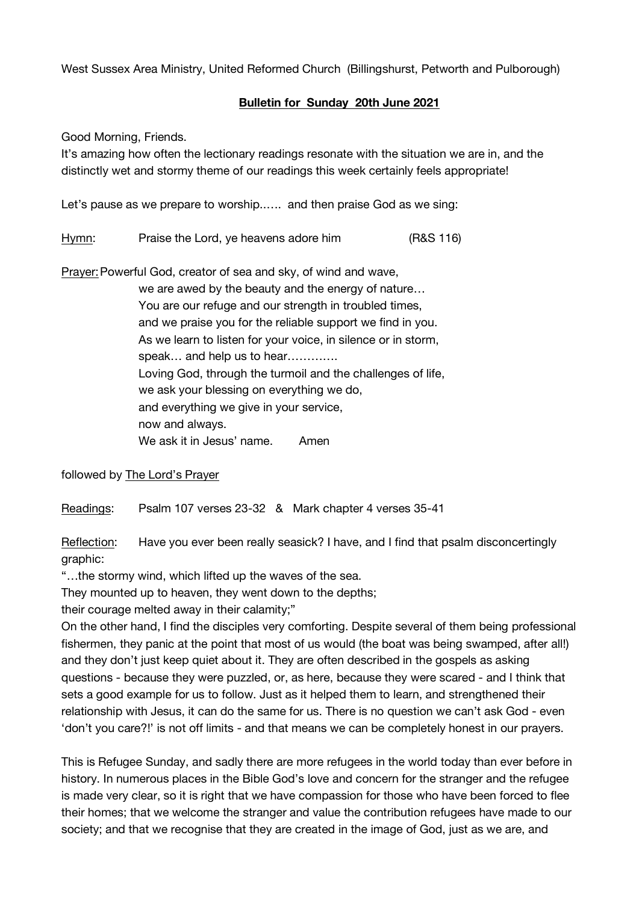West Sussex Area Ministry, United Reformed Church (Billingshurst, Petworth and Pulborough)

**<u>Bulletin for Sunday 20th June 2021</u>**

Good Morning, Friends.
It's amazing how often the lectionary readings resonate with the situation we are in, and the distinctly wet and stormy theme of our readings this week certainly feels appropriate!

Let's pause as we prepare to worship...... and then praise God as we sing:

<u>Hymn</u>: Praise the Lord, ye heavens adore him (R&S 116)

<u>Prayer</u>: Powerful God, creator of sea and sky, of wind and wave,
we are awed by the beauty and the energy of nature…
You are our refuge and our strength in troubled times,
and we praise you for the reliable support we find in you.
As we learn to listen for your voice, in silence or in storm,
speak… and help us to hear………….
Loving God, through the turmoil and the challenges of life,
we ask your blessing on everything we do,
and everything we give in your service,
now and always.
We ask it in Jesus' name. Amen

followed by <u>The Lord's Prayer</u>

<u>Readings</u>: Psalm 107 verses 23-32 & Mark chapter 4 verses 35-41

<u>Reflection</u>: Have you ever been really seasick? I have, and I find that psalm disconcertingly graphic:
"…the stormy wind, which lifted up the waves of the sea.
They mounted up to heaven, they went down to the depths;
their courage melted away in their calamity;"
On the other hand, I find the disciples very comforting. Despite several of them being professional fishermen, they panic at the point that most of us would (the boat was being swamped, after all!) and they don't just keep quiet about it. They are often described in the gospels as asking questions - because they were puzzled, or, as here, because they were scared - and I think that sets a good example for us to follow. Just as it helped them to learn, and strengthened their relationship with Jesus, it can do the same for us. There is no question we can't ask God - even 'don't you care?!' is not off limits - and that means we can be completely honest in our prayers.

This is Refugee Sunday, and sadly there are more refugees in the world today than ever before in history. In numerous places in the Bible God's love and concern for the stranger and the refugee is made very clear, so it is right that we have compassion for those who have been forced to flee their homes; that we welcome the stranger and value the contribution refugees have made to our society; and that we recognise that they are created in the image of God, just as we are, and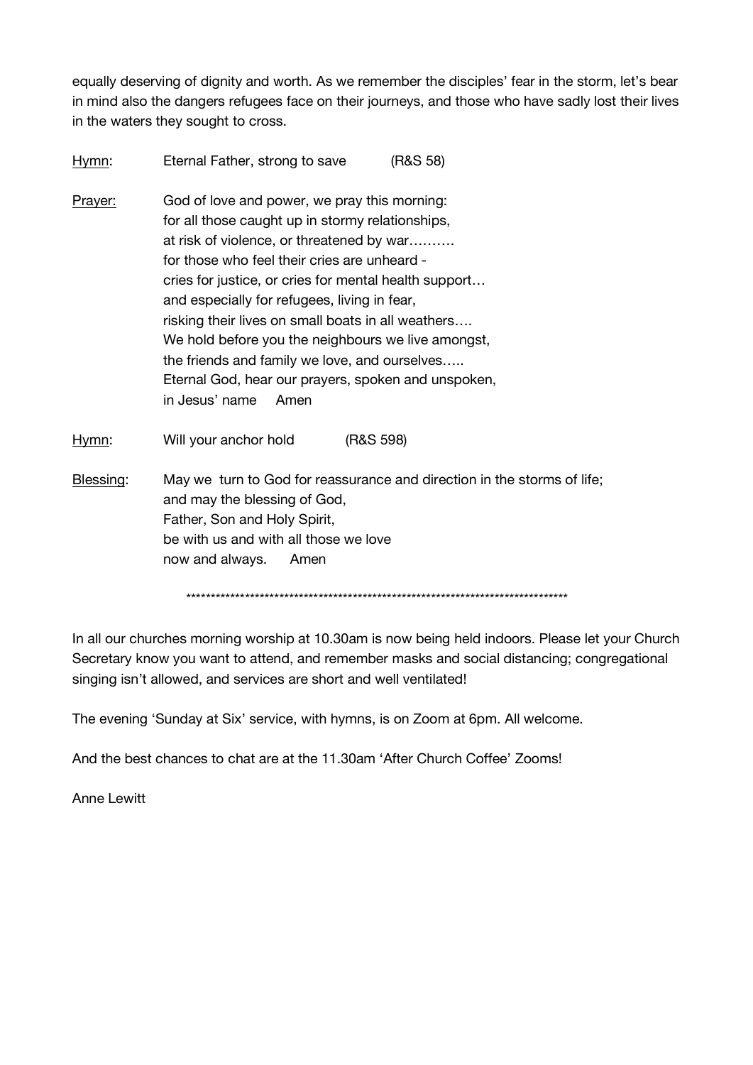equally deserving of dignity and worth. As we remember the disciples' fear in the storm, let's bear in mind also the dangers refugees face on their journeys, and those who have sadly lost their lives in the waters they sought to cross.

Hymn: Eternal Father, strong to save (R&S 58)

Prayer: God of love and power, we pray this morning:
for all those caught up in stormy relationships,
at risk of violence, or threatened by war……….
for those who feel their cries are unheard -
cries for justice, or cries for mental health support…
and especially for refugees, living in fear,
risking their lives on small boats in all weathers….
We hold before you the neighbours we live amongst,
the friends and family we love, and ourselves…..
Eternal God, hear our prayers, spoken and unspoken,
in Jesus' name Amen

Hymn: Will your anchor hold (R&S 598)

Blessing: May we turn to God for reassurance and direction in the storms of life;
and may the blessing of God,
Father, Son and Holy Spirit,
be with us and with all those we love
now and always. Amen

********************************************************************************

In all our churches morning worship at 10.30am is now being held indoors. Please let your Church Secretary know you want to attend, and remember masks and social distancing; congregational singing isn't allowed, and services are short and well ventilated!

The evening 'Sunday at Six' service, with hymns, is on Zoom at 6pm. All welcome.

And the best chances to chat are at the 11.30am 'After Church Coffee' Zooms!

Anne Lewitt